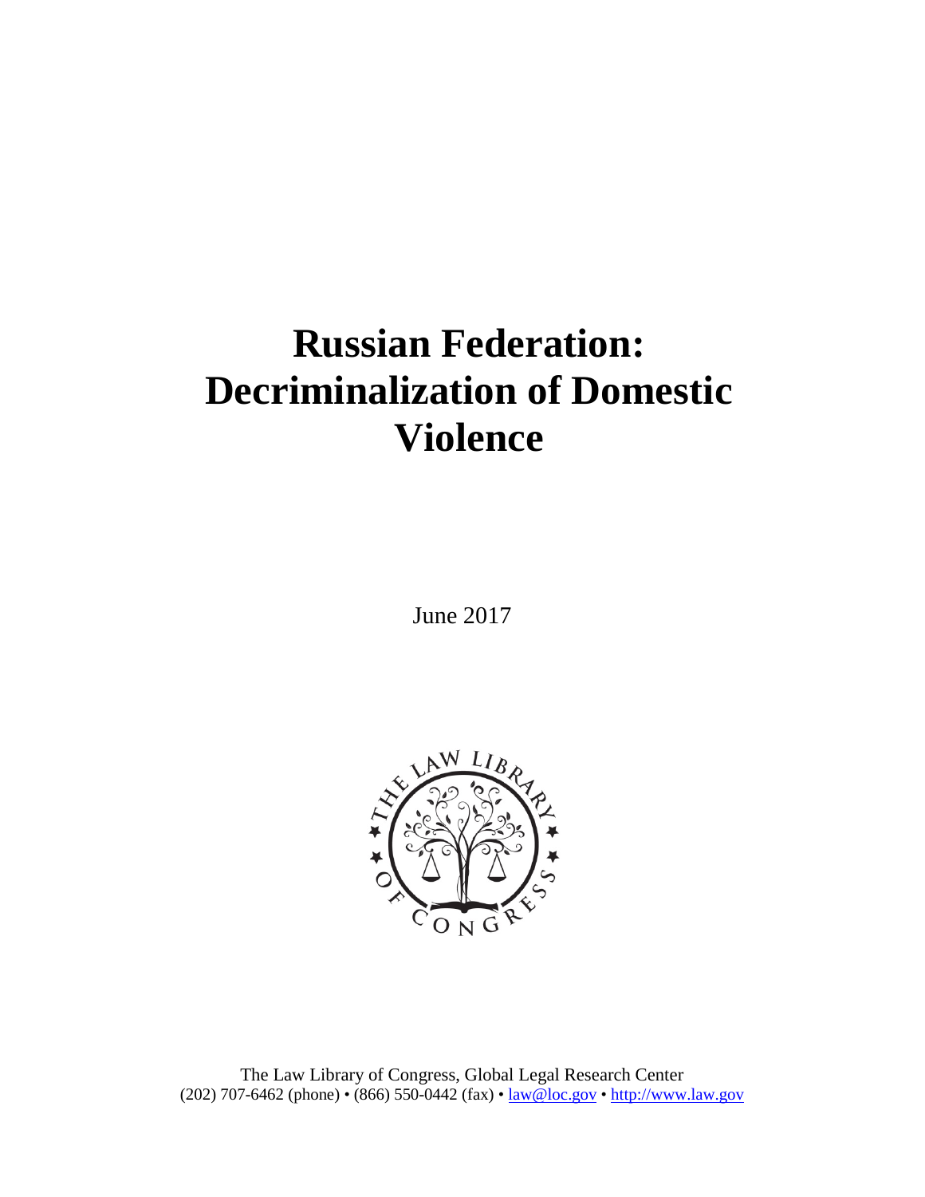# Russian Federation: Decriminalization of Domestic Violence

June 2017

The Law Library of Congress, Global Legal Research Center
(202) 707-6462 (phone) • (866) 550-0442 (fax) • law@loc.gov • http://www.law.gov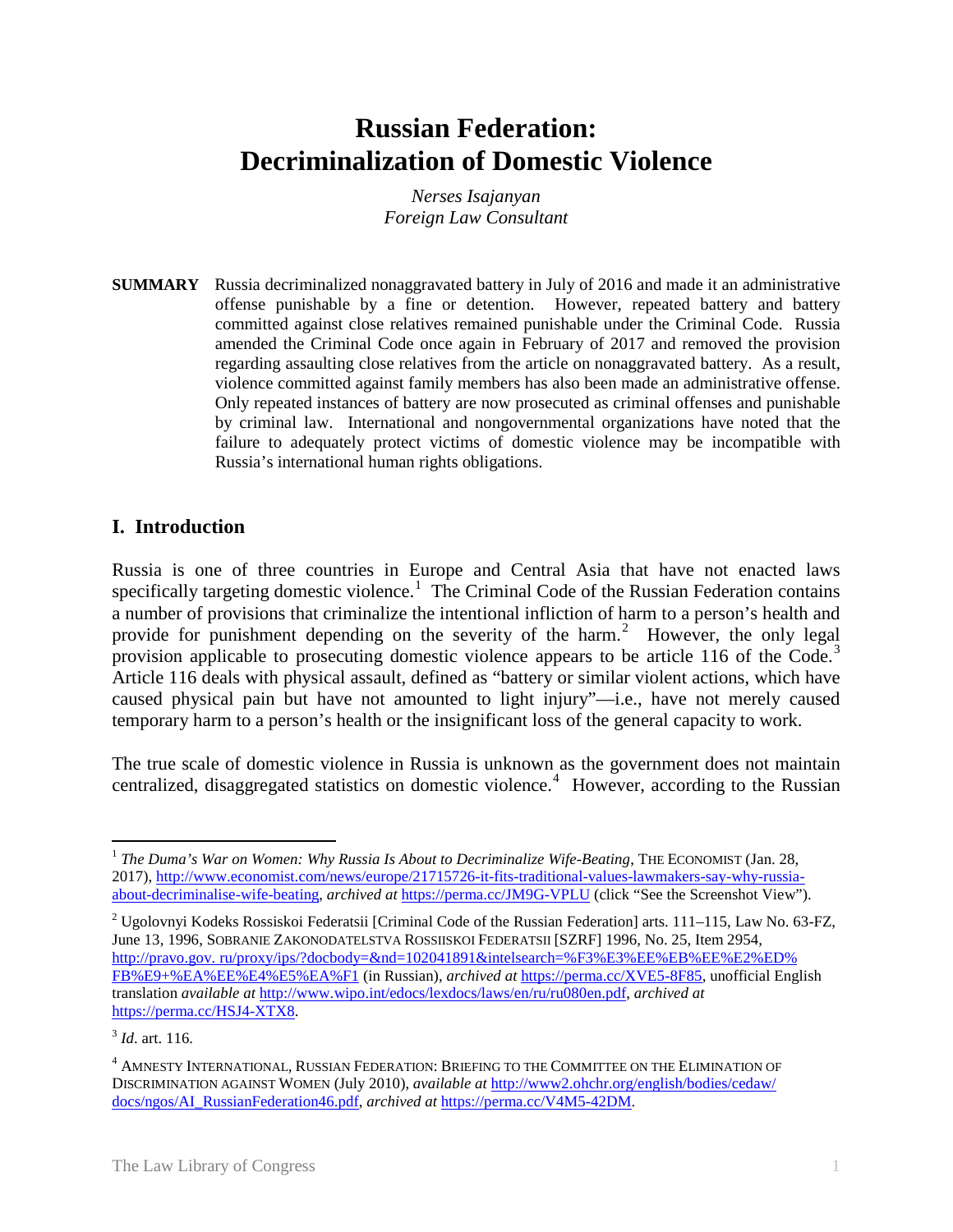# Russian Federation: Decriminalization of Domestic Violence

*Nerses Isajanyan*
*Foreign Law Consultant*

**SUMMARY** Russia decriminalized nonaggravated battery in July of 2016 and made it an administrative offense punishable by a fine or detention. However, repeated battery and battery committed against close relatives remained punishable under the Criminal Code. Russia amended the Criminal Code once again in February of 2017 and removed the provision regarding assaulting close relatives from the article on nonaggravated battery. As a result, violence committed against family members has also been made an administrative offense. Only repeated instances of battery are now prosecuted as criminal offenses and punishable by criminal law. International and nongovernmental organizations have noted that the failure to adequately protect victims of domestic violence may be incompatible with Russia's international human rights obligations.

## I. Introduction

Russia is one of three countries in Europe and Central Asia that have not enacted laws specifically targeting domestic violence.[1] The Criminal Code of the Russian Federation contains a number of provisions that criminalize the intentional infliction of harm to a person's health and provide for punishment depending on the severity of the harm.[2] However, the only legal provision applicable to prosecuting domestic violence appears to be article 116 of the Code.[3] Article 116 deals with physical assault, defined as "battery or similar violent actions, which have caused physical pain but have not amounted to light injury"—i.e., have not merely caused temporary harm to a person's health or the insignificant loss of the general capacity to work.

The true scale of domestic violence in Russia is unknown as the government does not maintain centralized, disaggregated statistics on domestic violence.[4] However, according to the Russian

---

[1] *The Duma's War on Women: Why Russia Is About to Decriminalize Wife-Beating*, THE ECONOMIST (Jan. 28, 2017), http://www.economist.com/news/europe/21715726-it-fits-traditional-values-lawmakers-say-why-russia-about-decriminalise-wife-beating, *archived at* https://perma.cc/JM9G-VPLU (click "See the Screenshot View").

[2] Ugolovnyi Kodeks Rossiskoi Federatsii [Criminal Code of the Russian Federation] arts. 111–115, Law No. 63-FZ, June 13, 1996, SOBRANIE ZAKONODATELSTVA ROSSIISKOI FEDERATSII [SZRF] 1996, No. 25, Item 2954, http://pravo.gov. ru/proxy/ips/?docbody=&nd=102041891&intelsearch=%F3%E3%EE%EB%EE%E2%ED%FB%E9+%EA%EE%E4%E5%EA%F1 (in Russian), *archived at* https://perma.cc/XVE5-8F85, unofficial English translation *available at* http://www.wipo.int/edocs/lexdocs/laws/en/ru/ru080en.pdf, *archived at* https://perma.cc/HSJ4-XTX8.

[3] *Id*. art. 116.

[4] AMNESTY INTERNATIONAL, RUSSIAN FEDERATION: BRIEFING TO THE COMMITTEE ON THE ELIMINATION OF DISCRIMINATION AGAINST WOMEN (July 2010), *available at* http://www2.ohchr.org/english/bodies/cedaw/docs/ngos/AI_RussianFederation46.pdf, *archived at* https://perma.cc/V4M5-42DM.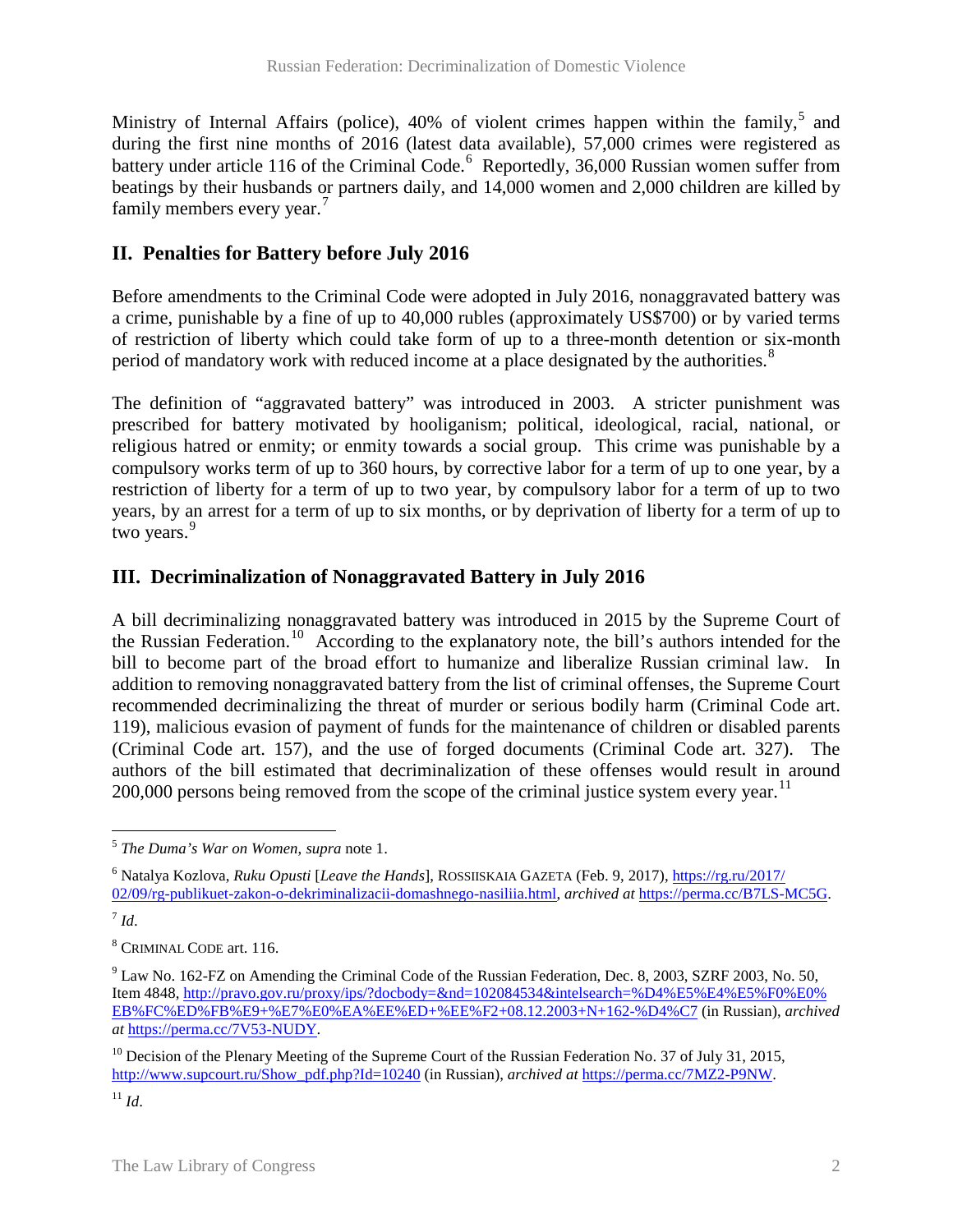Ministry of Internal Affairs (police), 40% of violent crimes happen within the family,[5] and during the first nine months of 2016 (latest data available), 57,000 crimes were registered as battery under article 116 of the Criminal Code.[6] Reportedly, 36,000 Russian women suffer from beatings by their husbands or partners daily, and 14,000 women and 2,000 children are killed by family members every year.[7]

## II. Penalties for Battery before July 2016

Before amendments to the Criminal Code were adopted in July 2016, nonaggravated battery was a crime, punishable by a fine of up to 40,000 rubles (approximately US$700) or by varied terms of restriction of liberty which could take form of up to a three-month detention or six-month period of mandatory work with reduced income at a place designated by the authorities.[8]

The definition of "aggravated battery" was introduced in 2003. A stricter punishment was prescribed for battery motivated by hooliganism; political, ideological, racial, national, or religious hatred or enmity; or enmity towards a social group. This crime was punishable by a compulsory works term of up to 360 hours, by corrective labor for a term of up to one year, by a restriction of liberty for a term of up to two year, by compulsory labor for a term of up to two years, by an arrest for a term of up to six months, or by deprivation of liberty for a term of up to two years.[9]

## III. Decriminalization of Nonaggravated Battery in July 2016

A bill decriminalizing nonaggravated battery was introduced in 2015 by the Supreme Court of the Russian Federation.[10] According to the explanatory note, the bill's authors intended for the bill to become part of the broad effort to humanize and liberalize Russian criminal law. In addition to removing nonaggravated battery from the list of criminal offenses, the Supreme Court recommended decriminalizing the threat of murder or serious bodily harm (Criminal Code art. 119), malicious evasion of payment of funds for the maintenance of children or disabled parents (Criminal Code art. 157), and the use of forged documents (Criminal Code art. 327). The authors of the bill estimated that decriminalization of these offenses would result in around 200,000 persons being removed from the scope of the criminal justice system every year.[11]

---

[5] *The Duma's War on Women*, *supra* note 1.

[6] Natalya Kozlova, *Ruku Opusti* [*Leave the Hands*], ROSSIISKAIA GAZETA (Feb. 9, 2017), https://rg.ru/2017/02/09/rg-publikuet-zakon-o-dekriminalizacii-domashnego-nasiliia.html, *archived at* https://perma.cc/B7LS-MC5G.

[7] *Id*.

[8] CRIMINAL CODE art. 116.

[9] Law No. 162-FZ on Amending the Criminal Code of the Russian Federation, Dec. 8, 2003, SZRF 2003, No. 50, Item 4848, http://pravo.gov.ru/proxy/ips/?docbody=&nd=102084534&intelsearch=%D4%E5%E4%E5%F0%E0%EB%FC%ED%FB%E9+%E7%E0%EA%EE%ED+%EE%F2+08.12.2003+N+162-%D4%C7 (in Russian), *archived at* https://perma.cc/7V53-NUDY.

[10] Decision of the Plenary Meeting of the Supreme Court of the Russian Federation No. 37 of July 31, 2015, http://www.supcourt.ru/Show_pdf.php?Id=10240 (in Russian), *archived at* https://perma.cc/7MZ2-P9NW.

[11] *Id*.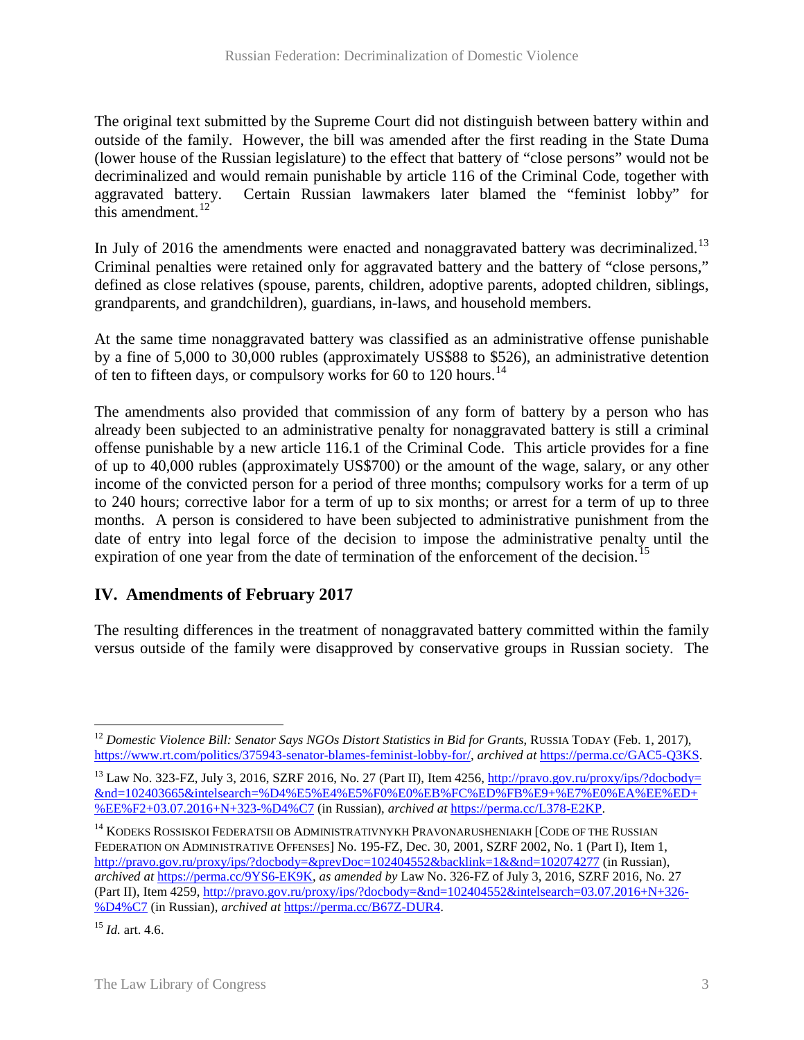The original text submitted by the Supreme Court did not distinguish between battery within and outside of the family. However, the bill was amended after the first reading in the State Duma (lower house of the Russian legislature) to the effect that battery of "close persons" would not be decriminalized and would remain punishable by article 116 of the Criminal Code, together with aggravated battery. Certain Russian lawmakers later blamed the "feminist lobby" for this amendment.[12]

In July of 2016 the amendments were enacted and nonaggravated battery was decriminalized.[13] Criminal penalties were retained only for aggravated battery and the battery of "close persons," defined as close relatives (spouse, parents, children, adoptive parents, adopted children, siblings, grandparents, and grandchildren), guardians, in-laws, and household members.

At the same time nonaggravated battery was classified as an administrative offense punishable by a fine of 5,000 to 30,000 rubles (approximately US$88 to $526), an administrative detention of ten to fifteen days, or compulsory works for 60 to 120 hours.[14]

The amendments also provided that commission of any form of battery by a person who has already been subjected to an administrative penalty for nonaggravated battery is still a criminal offense punishable by a new article 116.1 of the Criminal Code. This article provides for a fine of up to 40,000 rubles (approximately US$700) or the amount of the wage, salary, or any other income of the convicted person for a period of three months; compulsory works for a term of up to 240 hours; corrective labor for a term of up to six months; or arrest for a term of up to three months. A person is considered to have been subjected to administrative punishment from the date of entry into legal force of the decision to impose the administrative penalty until the expiration of one year from the date of termination of the enforcement of the decision.[15]

## IV. Amendments of February 2017

The resulting differences in the treatment of nonaggravated battery committed within the family versus outside of the family were disapproved by conservative groups in Russian society. The

---

[12] *Domestic Violence Bill: Senator Says NGOs Distort Statistics in Bid for Grants*, RUSSIA TODAY (Feb. 1, 2017), https://www.rt.com/politics/375943-senator-blames-feminist-lobby-for/, *archived at* https://perma.cc/GAC5-Q3KS.

[13] Law No. 323-FZ, July 3, 2016, SZRF 2016, No. 27 (Part II), Item 4256, http://pravo.gov.ru/proxy/ips/?docbody=&nd=102403665&intelsearch=%D4%E5%E4%E5%F0%E0%EB%FC%ED%FB%E9+%E7%E0%EA%EE%ED+%EE%F2+03.07.2016+N+323-%D4%C7 (in Russian), *archived at* https://perma.cc/L378-E2KP.

[14] KODEKS ROSSISKOI FEDERATSII OB ADMINISTRATIVNYKH PRAVONARUSHENIAKH [CODE OF THE RUSSIAN FEDERATION ON ADMINISTRATIVE OFFENSES] No. 195-FZ, Dec. 30, 2001, SZRF 2002, No. 1 (Part I), Item 1, http://pravo.gov.ru/proxy/ips/?docbody=&prevDoc=102404552&backlink=1&&nd=102074277 (in Russian), *archived at* https://perma.cc/9YS6-EK9K, *as amended by* Law No. 326-FZ of July 3, 2016, SZRF 2016, No. 27 (Part II), Item 4259, http://pravo.gov.ru/proxy/ips/?docbody=&nd=102404552&intelsearch=03.07.2016+N+326-%D4%C7 (in Russian), *archived at* https://perma.cc/B67Z-DUR4.

[15] *Id.* art. 4.6.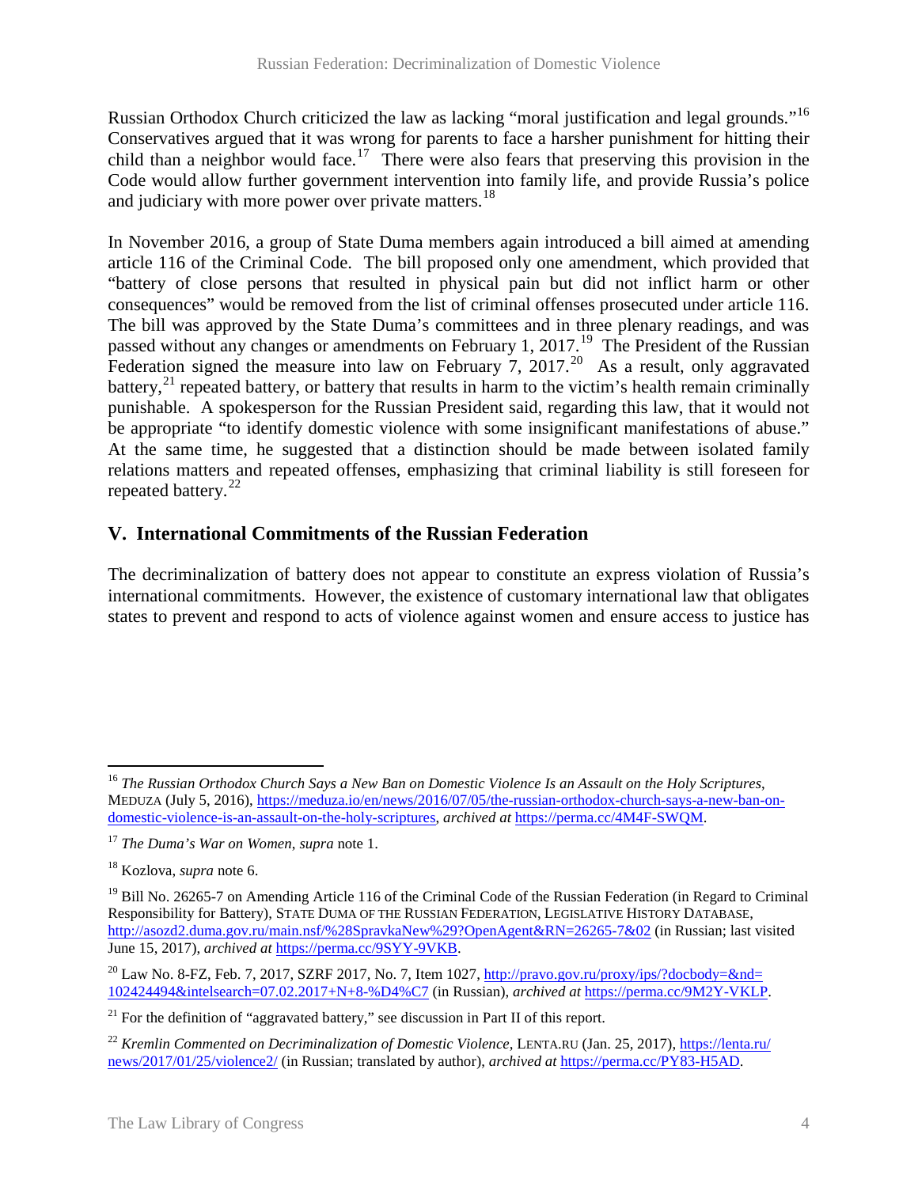Russian Orthodox Church criticized the law as lacking "moral justification and legal grounds."[16] Conservatives argued that it was wrong for parents to face a harsher punishment for hitting their child than a neighbor would face.[17] There were also fears that preserving this provision in the Code would allow further government intervention into family life, and provide Russia's police and judiciary with more power over private matters.[18]

In November 2016, a group of State Duma members again introduced a bill aimed at amending article 116 of the Criminal Code. The bill proposed only one amendment, which provided that "battery of close persons that resulted in physical pain but did not inflict harm or other consequences" would be removed from the list of criminal offenses prosecuted under article 116. The bill was approved by the State Duma's committees and in three plenary readings, and was passed without any changes or amendments on February 1, 2017.[19] The President of the Russian Federation signed the measure into law on February 7, 2017.[20] As a result, only aggravated battery,[21] repeated battery, or battery that results in harm to the victim's health remain criminally punishable. A spokesperson for the Russian President said, regarding this law, that it would not be appropriate "to identify domestic violence with some insignificant manifestations of abuse." At the same time, he suggested that a distinction should be made between isolated family relations matters and repeated offenses, emphasizing that criminal liability is still foreseen for repeated battery.[22]

## V. International Commitments of the Russian Federation

The decriminalization of battery does not appear to constitute an express violation of Russia's international commitments. However, the existence of customary international law that obligates states to prevent and respond to acts of violence against women and ensure access to justice has

---

[16] *The Russian Orthodox Church Says a New Ban on Domestic Violence Is an Assault on the Holy Scriptures*, MEDUZA (July 5, 2016), https://meduza.io/en/news/2016/07/05/the-russian-orthodox-church-says-a-new-ban-on-domestic-violence-is-an-assault-on-the-holy-scriptures, *archived at* https://perma.cc/4M4F-SWQM.

[17] *The Duma's War on Women*, *supra* note 1.

[18] Kozlova, *supra* note 6.

[19] Bill No. 26265-7 on Amending Article 116 of the Criminal Code of the Russian Federation (in Regard to Criminal Responsibility for Battery), STATE DUMA OF THE RUSSIAN FEDERATION, LEGISLATIVE HISTORY DATABASE, http://asozd2.duma.gov.ru/main.nsf/%28SpravkaNew%29?OpenAgent&RN=26265-7&02 (in Russian; last visited June 15, 2017), *archived at* https://perma.cc/9SYY-9VKB.

[20] Law No. 8-FZ, Feb. 7, 2017, SZRF 2017, No. 7, Item 1027, http://pravo.gov.ru/proxy/ips/?docbody=&nd=102424494&intelsearch=07.02.2017+N+8-%D4%C7 (in Russian), *archived at* https://perma.cc/9M2Y-VKLP.

[21] For the definition of "aggravated battery," see discussion in Part II of this report.

[22] *Kremlin Commented on Decriminalization of Domestic Violence*, LENTA.RU (Jan. 25, 2017), https://lenta.ru/news/2017/01/25/violence2/ (in Russian; translated by author), *archived at* https://perma.cc/PY83-H5AD.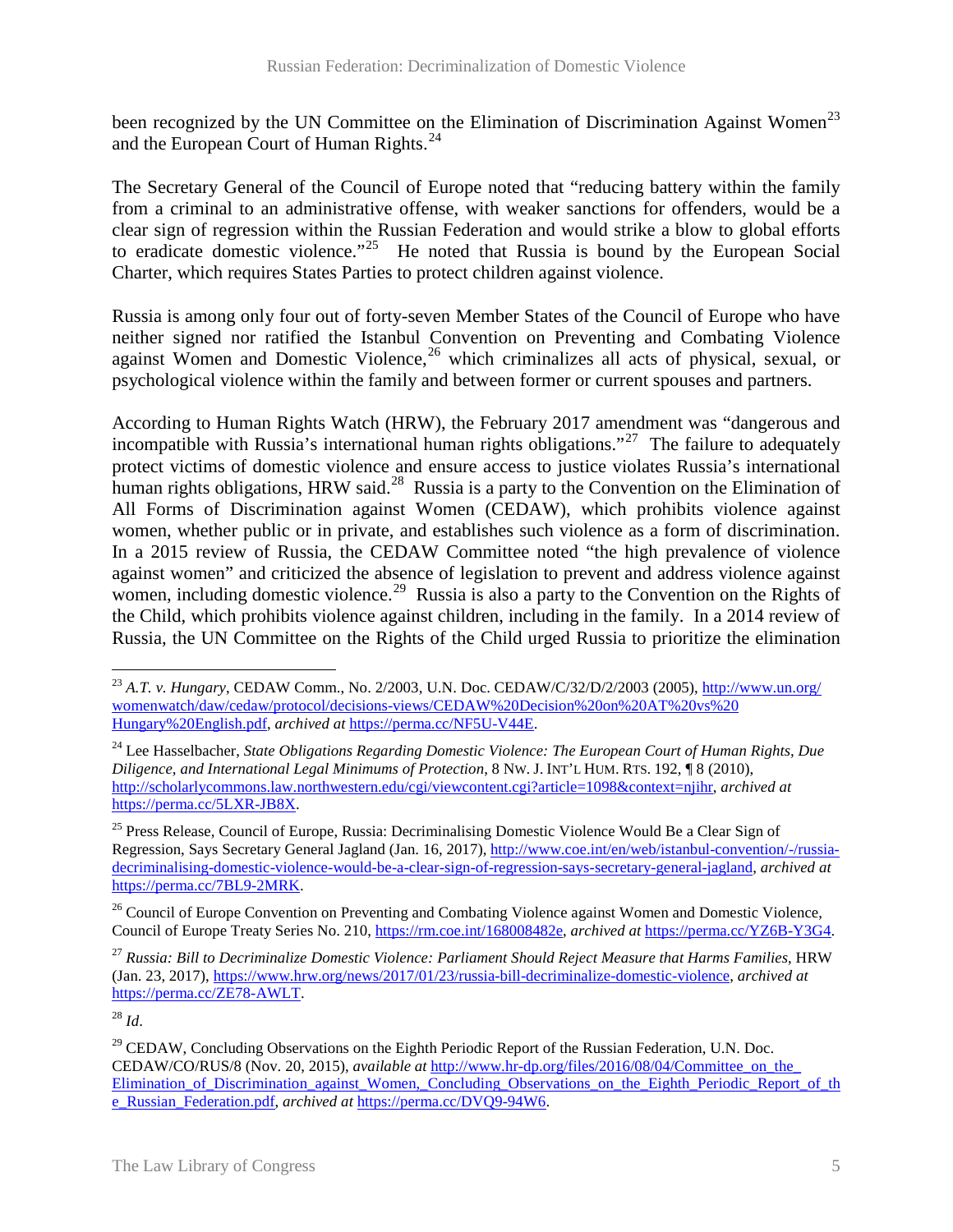been recognized by the UN Committee on the Elimination of Discrimination Against Women[23] and the European Court of Human Rights.[24]

The Secretary General of the Council of Europe noted that "reducing battery within the family from a criminal to an administrative offense, with weaker sanctions for offenders, would be a clear sign of regression within the Russian Federation and would strike a blow to global efforts to eradicate domestic violence."[25] He noted that Russia is bound by the European Social Charter, which requires States Parties to protect children against violence.

Russia is among only four out of forty-seven Member States of the Council of Europe who have neither signed nor ratified the Istanbul Convention on Preventing and Combating Violence against Women and Domestic Violence,[26] which criminalizes all acts of physical, sexual, or psychological violence within the family and between former or current spouses and partners.

According to Human Rights Watch (HRW), the February 2017 amendment was "dangerous and incompatible with Russia's international human rights obligations."[27] The failure to adequately protect victims of domestic violence and ensure access to justice violates Russia's international human rights obligations, HRW said.[28] Russia is a party to the Convention on the Elimination of All Forms of Discrimination against Women (CEDAW), which prohibits violence against women, whether public or in private, and establishes such violence as a form of discrimination. In a 2015 review of Russia, the CEDAW Committee noted "the high prevalence of violence against women" and criticized the absence of legislation to prevent and address violence against women, including domestic violence.[29] Russia is also a party to the Convention on the Rights of the Child, which prohibits violence against children, including in the family. In a 2014 review of Russia, the UN Committee on the Rights of the Child urged Russia to prioritize the elimination

---

[23] *A.T. v. Hungary*, CEDAW Comm., No. 2/2003, U.N. Doc. CEDAW/C/32/D/2/2003 (2005), http://www.un.org/womenwatch/daw/cedaw/protocol/decisions-views/CEDAW%20Decision%20on%20AT%20vs%20Hungary%20English.pdf, *archived at* https://perma.cc/NF5U-V44E.

[24] Lee Hasselbacher, *State Obligations Regarding Domestic Violence: The European Court of Human Rights, Due Diligence, and International Legal Minimums of Protection*, 8 NW. J. INT'L HUM. RTS. 192, ¶ 8 (2010), http://scholarlycommons.law.northwestern.edu/cgi/viewcontent.cgi?article=1098&context=njihr, *archived at* https://perma.cc/5LXR-JB8X.

[25] Press Release, Council of Europe, Russia: Decriminalising Domestic Violence Would Be a Clear Sign of Regression, Says Secretary General Jagland (Jan. 16, 2017), http://www.coe.int/en/web/istanbul-convention/-/russia-decriminalising-domestic-violence-would-be-a-clear-sign-of-regression-says-secretary-general-jagland, *archived at* https://perma.cc/7BL9-2MRK.

[26] Council of Europe Convention on Preventing and Combating Violence against Women and Domestic Violence, Council of Europe Treaty Series No. 210, https://rm.coe.int/168008482e, *archived at* https://perma.cc/YZ6B-Y3G4.

[27] *Russia: Bill to Decriminalize Domestic Violence: Parliament Should Reject Measure that Harms Families*, HRW (Jan. 23, 2017), https://www.hrw.org/news/2017/01/23/russia-bill-decriminalize-domestic-violence, *archived at* https://perma.cc/ZE78-AWLT.

[28] *Id*.

[29] CEDAW, Concluding Observations on the Eighth Periodic Report of the Russian Federation, U.N. Doc. CEDAW/CO/RUS/8 (Nov. 20, 2015), *available at* http://www.hr-dp.org/files/2016/08/04/Committee_on_the_Elimination_of_Discrimination_against_Women,_Concluding_Observations_on_the_Eighth_Periodic_Report_of_the_Russian_Federation.pdf, *archived at* https://perma.cc/DVQ9-94W6.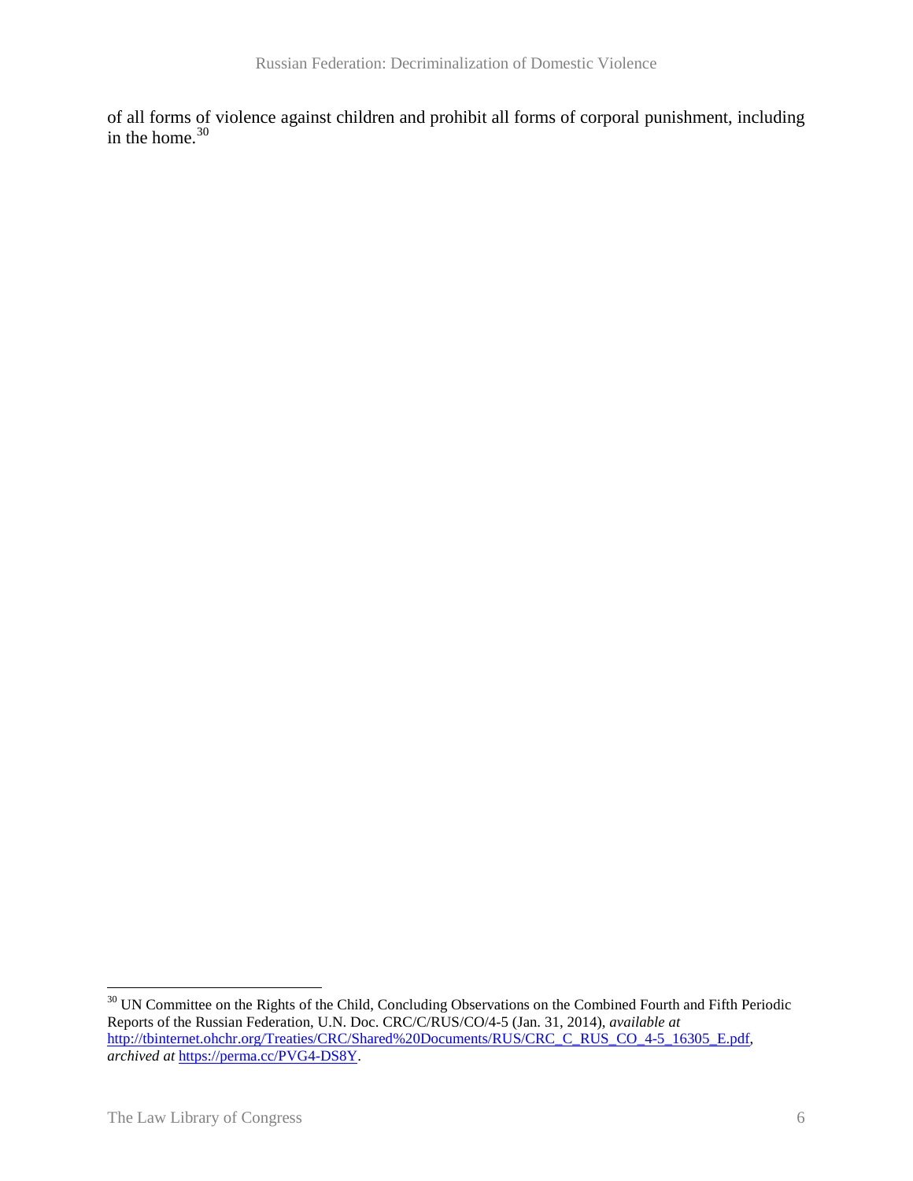of all forms of violence against children and prohibit all forms of corporal punishment, including in the home.[30]

---

[30] UN Committee on the Rights of the Child, Concluding Observations on the Combined Fourth and Fifth Periodic Reports of the Russian Federation, U.N. Doc. CRC/C/RUS/CO/4-5 (Jan. 31, 2014), *available at* http://tbinternet.ohchr.org/Treaties/CRC/Shared%20Documents/RUS/CRC_C_RUS_CO_4-5_16305_E.pdf, *archived at* https://perma.cc/PVG4-DS8Y.